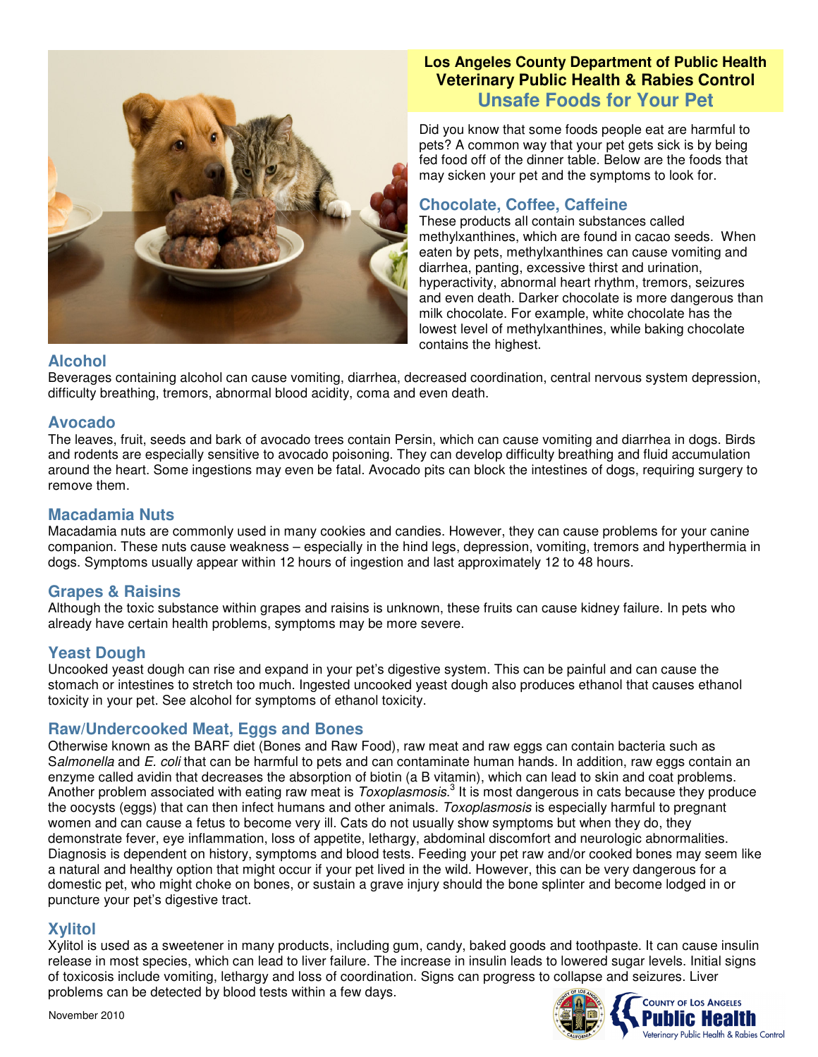**Los Angeles County Department of Public Health**
**Veterinary Public Health & Rabies Control**

# Unsafe Foods for Your Pet

Did you know that some foods people eat are harmful to pets? A common way that your pet gets sick is by being fed food off of the dinner table. Below are the foods that may sicken your pet and the symptoms to look for.

## Chocolate, Coffee, Caffeine

These products all contain substances called methylxanthines, which are found in cacao seeds. When eaten by pets, methylxanthines can cause vomiting and diarrhea, panting, excessive thirst and urination, hyperactivity, abnormal heart rhythm, tremors, seizures and even death. Darker chocolate is more dangerous than milk chocolate. For example, white chocolate has the lowest level of methylxanthines, while baking chocolate contains the highest.

## Alcohol

Beverages containing alcohol can cause vomiting, diarrhea, decreased coordination, central nervous system depression, difficulty breathing, tremors, abnormal blood acidity, coma and even death.

## Avocado

The leaves, fruit, seeds and bark of avocado trees contain Persin, which can cause vomiting and diarrhea in dogs. Birds and rodents are especially sensitive to avocado poisoning. They can develop difficulty breathing and fluid accumulation around the heart. Some ingestions may even be fatal. Avocado pits can block the intestines of dogs, requiring surgery to remove them.

## Macadamia Nuts

Macadamia nuts are commonly used in many cookies and candies. However, they can cause problems for your canine companion. These nuts cause weakness – especially in the hind legs, depression, vomiting, tremors and hyperthermia in dogs. Symptoms usually appear within 12 hours of ingestion and last approximately 12 to 48 hours.

## Grapes & Raisins

Although the toxic substance within grapes and raisins is unknown, these fruits can cause kidney failure. In pets who already have certain health problems, symptoms may be more severe.

## Yeast Dough

Uncooked yeast dough can rise and expand in your pet's digestive system. This can be painful and can cause the stomach or intestines to stretch too much. Ingested uncooked yeast dough also produces ethanol that causes ethanol toxicity in your pet. See alcohol for symptoms of ethanol toxicity.

## Raw/Undercooked Meat, Eggs and Bones

Otherwise known as the BARF diet (Bones and Raw Food), raw meat and raw eggs can contain bacteria such as *Salmonella* and *E. coli* that can be harmful to pets and can contaminate human hands. In addition, raw eggs contain an enzyme called avidin that decreases the absorption of biotin (a B vitamin), which can lead to skin and coat problems. Another problem associated with eating raw meat is *Toxoplasmosis*.[3] It is most dangerous in cats because they produce the oocysts (eggs) that can then infect humans and other animals. *Toxoplasmosis* is especially harmful to pregnant women and can cause a fetus to become very ill. Cats do not usually show symptoms but when they do, they demonstrate fever, eye inflammation, loss of appetite, lethargy, abdominal discomfort and neurologic abnormalities. Diagnosis is dependent on history, symptoms and blood tests. Feeding your pet raw and/or cooked bones may seem like a natural and healthy option that might occur if your pet lived in the wild. However, this can be very dangerous for a domestic pet, who might choke on bones, or sustain a grave injury should the bone splinter and become lodged in or puncture your pet's digestive tract.

## Xylitol

Xylitol is used as a sweetener in many products, including gum, candy, baked goods and toothpaste. It can cause insulin release in most species, which can lead to liver failure. The increase in insulin leads to lowered sugar levels. Initial signs of toxicosis include vomiting, lethargy and loss of coordination. Signs can progress to collapse and seizures. Liver problems can be detected by blood tests within a few days.

November 2010

County of Los Angeles Public Health
Veterinary Public Health & Rabies Control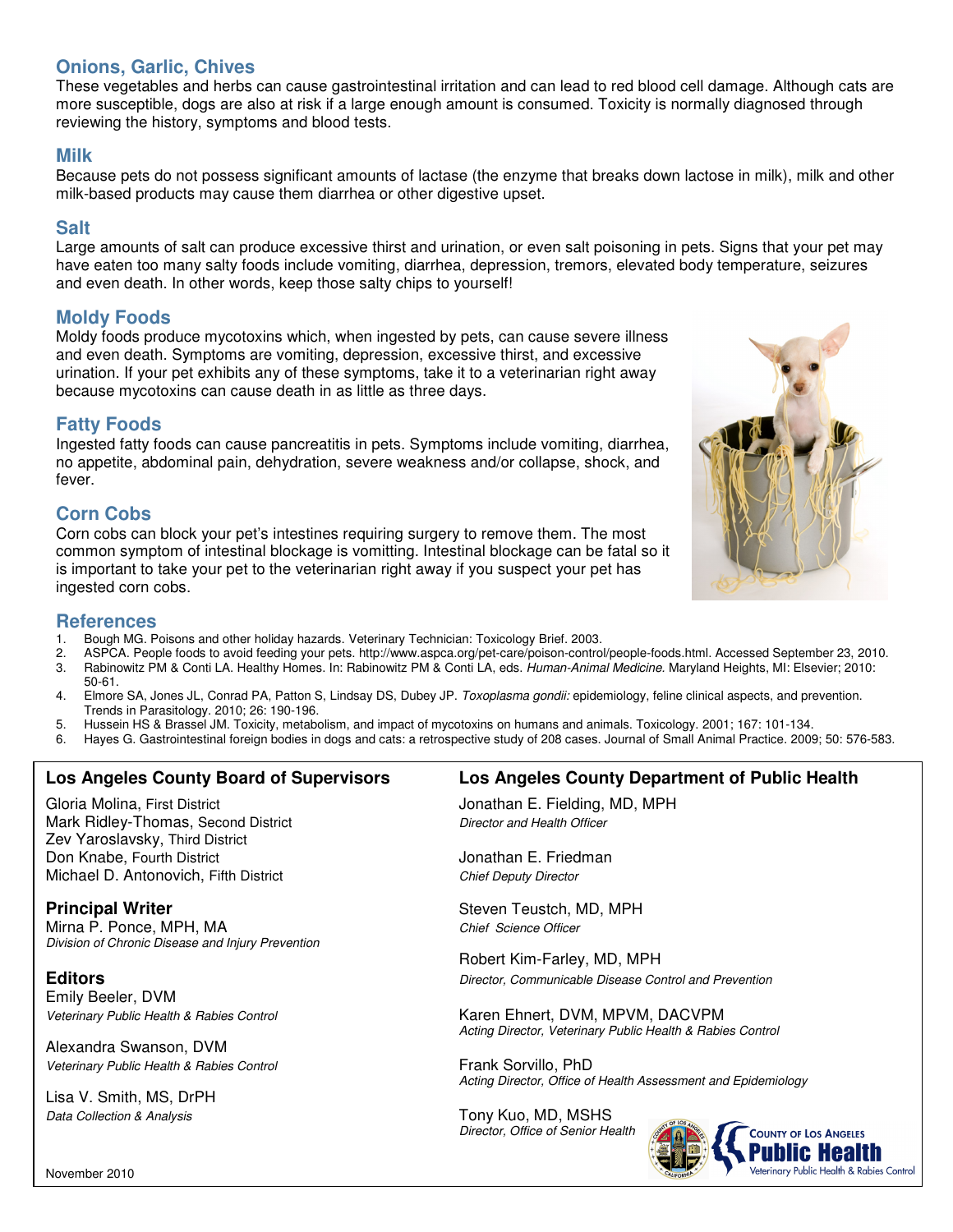## Onions, Garlic, Chives

These vegetables and herbs can cause gastrointestinal irritation and can lead to red blood cell damage. Although cats are more susceptible, dogs are also at risk if a large enough amount is consumed. Toxicity is normally diagnosed through reviewing the history, symptoms and blood tests.

## Milk

Because pets do not possess significant amounts of lactase (the enzyme that breaks down lactose in milk), milk and other milk-based products may cause them diarrhea or other digestive upset.

## Salt

Large amounts of salt can produce excessive thirst and urination, or even salt poisoning in pets. Signs that your pet may have eaten too many salty foods include vomiting, diarrhea, depression, tremors, elevated body temperature, seizures and even death. In other words, keep those salty chips to yourself!

## Moldy Foods

Moldy foods produce mycotoxins which, when ingested by pets, can cause severe illness and even death. Symptoms are vomiting, depression, excessive thirst, and excessive urination. If your pet exhibits any of these symptoms, take it to a veterinarian right away because mycotoxins can cause death in as little as three days.

## Fatty Foods

Ingested fatty foods can cause pancreatitis in pets. Symptoms include vomiting, diarrhea, no appetite, abdominal pain, dehydration, severe weakness and/or collapse, shock, and fever.

## Corn Cobs

Corn cobs can block your pet's intestines requiring surgery to remove them. The most common symptom of intestinal blockage is vomitting. Intestinal blockage can be fatal so it is important to take your pet to the veterinarian right away if you suspect your pet has ingested corn cobs.

## References

1. Bough MG. Poisons and other holiday hazards. Veterinary Technician: Toxicology Brief. 2003.
2. ASPCA. People foods to avoid feeding your pets. http://www.aspca.org/pet-care/poison-control/people-foods.html. Accessed September 23, 2010.
3. Rabinowitz PM & Conti LA. Healthy Homes. In: Rabinowitz PM & Conti LA, eds. *Human-Animal Medicine.* Maryland Heights, MI: Elsevier; 2010: 50-61.
4. Elmore SA, Jones JL, Conrad PA, Patton S, Lindsay DS, Dubey JP. *Toxoplasma gondii:* epidemiology, feline clinical aspects, and prevention. Trends in Parasitology. 2010; 26: 190-196.
5. Hussein HS & Brassel JM. Toxicity, metabolism, and impact of mycotoxins on humans and animals. Toxicology. 2001; 167: 101-134.
6. Hayes G. Gastrointestinal foreign bodies in dogs and cats: a retrospective study of 208 cases. Journal of Small Animal Practice. 2009; 50: 576-583.

### Los Angeles County Board of Supervisors

Gloria Molina, First District
Mark Ridley-Thomas, Second District
Zev Yaroslavsky, Third District
Don Knabe, Fourth District
Michael D. Antonovich, Fifth District

### Principal Writer

Mirna P. Ponce, MPH, MA
*Division of Chronic Disease and Injury Prevention*

### Editors

Emily Beeler, DVM
*Veterinary Public Health & Rabies Control*

Alexandra Swanson, DVM
*Veterinary Public Health & Rabies Control*

Lisa V. Smith, MS, DrPH
*Data Collection & Analysis*

### Los Angeles County Department of Public Health

Jonathan E. Fielding, MD, MPH
*Director and Health Officer*

Jonathan E. Friedman
*Chief Deputy Director*

Steven Teustch, MD, MPH
*Chief Science Officer*

Robert Kim-Farley, MD, MPH
*Director, Communicable Disease Control and Prevention*

Karen Ehnert, DVM, MPVM, DACVPM
*Acting Director, Veterinary Public Health & Rabies Control*

Frank Sorvillo, PhD
*Acting Director, Office of Health Assessment and Epidemiology*

Tony Kuo, MD, MSHS
*Director, Office of Senior Health*

County of Los Angeles Public Health
Veterinary Public Health & Rabies Control

November 2010